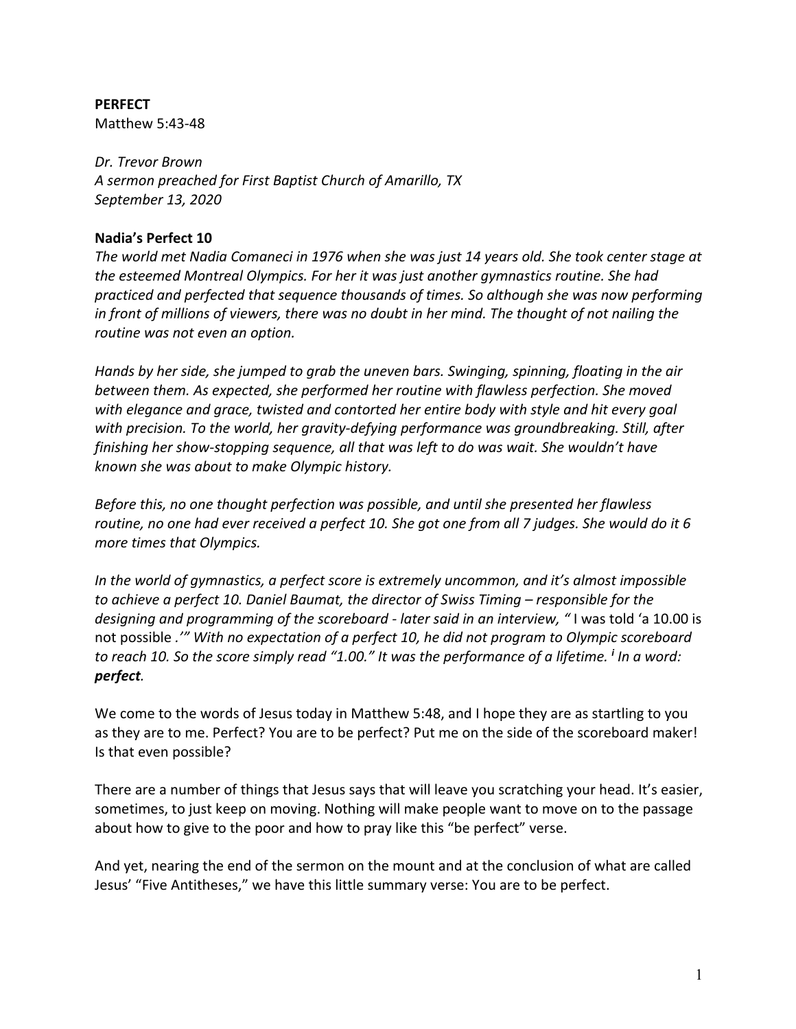**PERFECT**
Matthew 5:43-48

*Dr. Trevor Brown*
*A sermon preached for First Baptist Church of Amarillo, TX*
*September 13, 2020*

### Nadia's Perfect 10

*The world met Nadia Comaneci in 1976 when she was just 14 years old. She took center stage at the esteemed Montreal Olympics. For her it was just another gymnastics routine. She had practiced and perfected that sequence thousands of times. So although she was now performing in front of millions of viewers, there was no doubt in her mind. The thought of not nailing the routine was not even an option.*

*Hands by her side, she jumped to grab the uneven bars. Swinging, spinning, floating in the air between them. As expected, she performed her routine with flawless perfection. She moved with elegance and grace, twisted and contorted her entire body with style and hit every goal with precision. To the world, her gravity-defying performance was groundbreaking. Still, after finishing her show-stopping sequence, all that was left to do was wait. She wouldn't have known she was about to make Olympic history.*

*Before this, no one thought perfection was possible, and until she presented her flawless routine, no one had ever received a perfect 10. She got one from all 7 judges. She would do it 6 more times that Olympics.*

*In the world of gymnastics, a perfect score is extremely uncommon, and it's almost impossible to achieve a perfect 10. Daniel Baumat, the director of Swiss Timing – responsible for the designing and programming of the scoreboard - later said in an interview, "* I was told 'a 10.00 is not possible .'*" With no expectation of a perfect 10, he did not program to Olympic scoreboard to reach 10. So the score simply read "1.00." It was the performance of a lifetime.* [i] *In a word:* ***perfect****.*

We come to the words of Jesus today in Matthew 5:48, and I hope they are as startling to you as they are to me. Perfect? You are to be perfect? Put me on the side of the scoreboard maker! Is that even possible?

There are a number of things that Jesus says that will leave you scratching your head. It's easier, sometimes, to just keep on moving. Nothing will make people want to move on to the passage about how to give to the poor and how to pray like this "be perfect" verse.

And yet, nearing the end of the sermon on the mount and at the conclusion of what are called Jesus' "Five Antitheses," we have this little summary verse: You are to be perfect.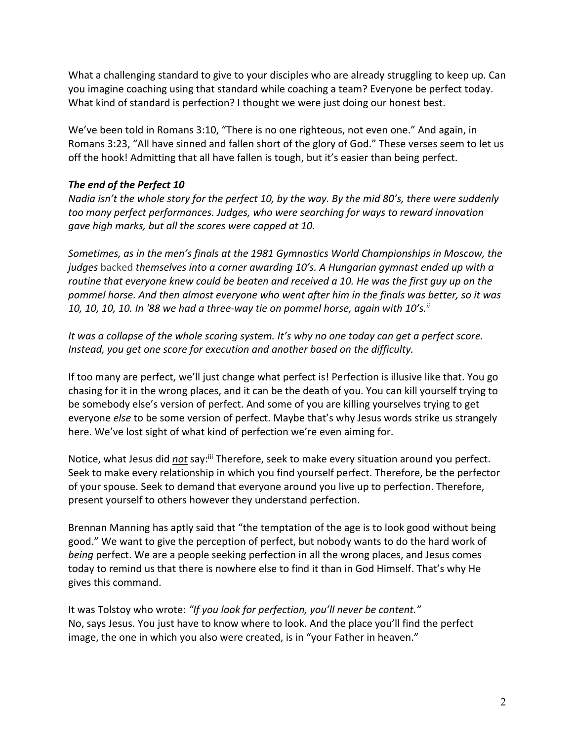What a challenging standard to give to your disciples who are already struggling to keep up. Can you imagine coaching using that standard while coaching a team? Everyone be perfect today. What kind of standard is perfection? I thought we were just doing our honest best.

We've been told in Romans 3:10, "There is no one righteous, not even one." And again, in Romans 3:23, "All have sinned and fallen short of the glory of God." These verses seem to let us off the hook! Admitting that all have fallen is tough, but it's easier than being perfect.

### *The end of the Perfect 10*

*Nadia isn't the whole story for the perfect 10, by the way. By the mid 80's, there were suddenly too many perfect performances. Judges, who were searching for ways to reward innovation gave high marks, but all the scores were capped at 10.*

*Sometimes, as in the men's finals at the 1981 Gymnastics World Championships in Moscow, the judges* backed *themselves into a corner awarding 10's. A Hungarian gymnast ended up with a routine that everyone knew could be beaten and received a 10. He was the first guy up on the pommel horse. And then almost everyone who went after him in the finals was better, so it was 10, 10, 10, 10. In '88 we had a three-way tie on pommel horse, again with 10's.*[ii]

*It was a collapse of the whole scoring system. It's why no one today can get a perfect score. Instead, you get one score for execution and another based on the difficulty.*

If too many are perfect, we'll just change what perfect is! Perfection is illusive like that. You go chasing for it in the wrong places, and it can be the death of you. You can kill yourself trying to be somebody else's version of perfect. And some of you are killing yourselves trying to get everyone *else* to be some version of perfect. Maybe that's why Jesus words strike us strangely here. We've lost sight of what kind of perfection we're even aiming for.

Notice, what Jesus did ***not*** say:[iii] Therefore, seek to make every situation around you perfect. Seek to make every relationship in which you find yourself perfect. Therefore, be the perfector of your spouse. Seek to demand that everyone around you live up to perfection. Therefore, present yourself to others however they understand perfection.

Brennan Manning has aptly said that "the temptation of the age is to look good without being good." We want to give the perception of perfect, but nobody wants to do the hard work of *being* perfect. We are a people seeking perfection in all the wrong places, and Jesus comes today to remind us that there is nowhere else to find it than in God Himself. That's why He gives this command.

It was Tolstoy who wrote: *"If you look for perfection, you'll never be content."*
No, says Jesus. You just have to know where to look. And the place you'll find the perfect image, the one in which you also were created, is in "your Father in heaven."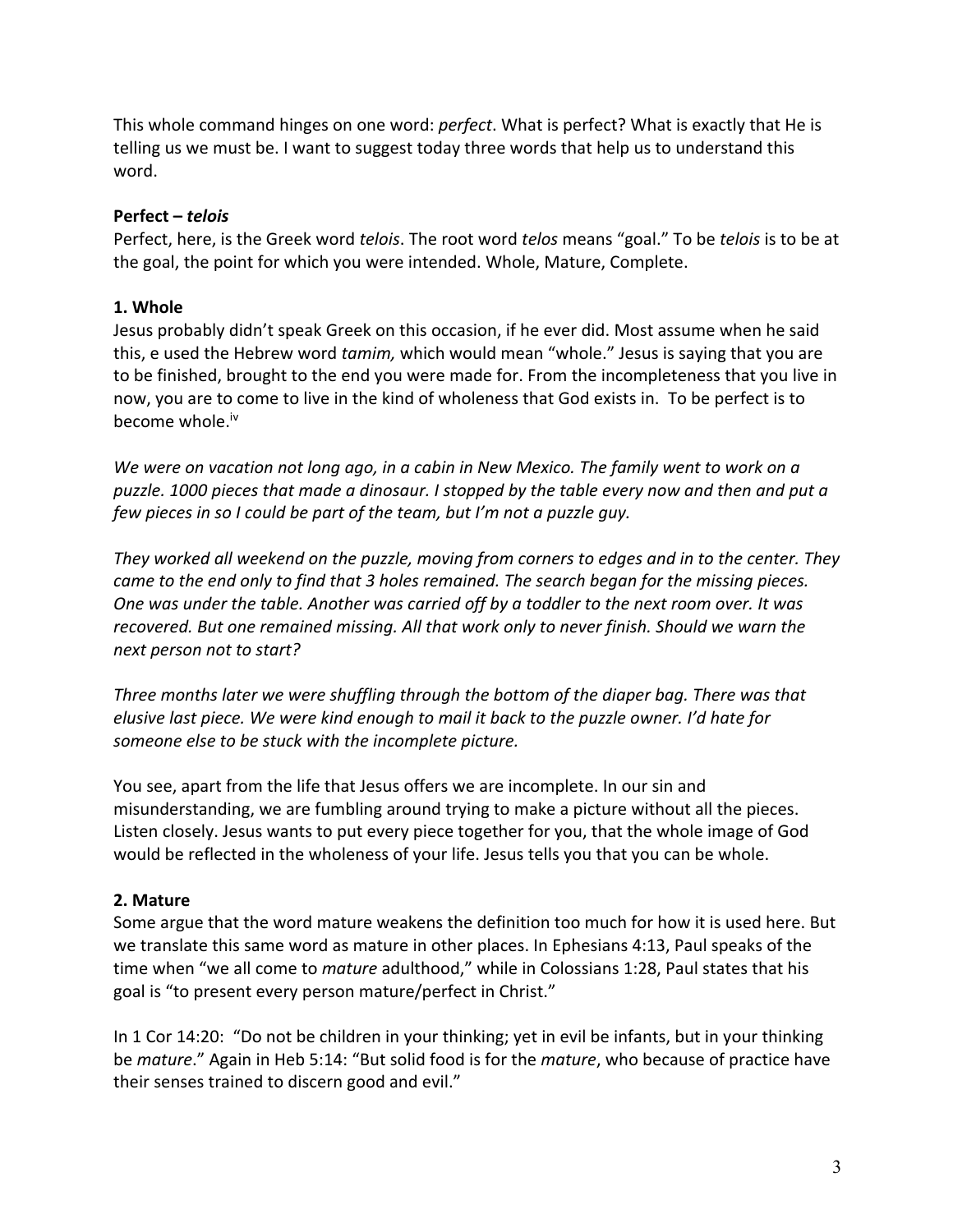This whole command hinges on one word: *perfect*. What is perfect? What is exactly that He is telling us we must be. I want to suggest today three words that help us to understand this word.

**Perfect – *telois***

Perfect, here, is the Greek word *telois*. The root word *telos* means "goal." To be *telois* is to be at the goal, the point for which you were intended. Whole, Mature, Complete.

**1. Whole**

Jesus probably didn't speak Greek on this occasion, if he ever did. Most assume when he said this, e used the Hebrew word *tamim,* which would mean "whole." Jesus is saying that you are to be finished, brought to the end you were made for. From the incompleteness that you live in now, you are to come to live in the kind of wholeness that God exists in. To be perfect is to become whole.[iv]

*We were on vacation not long ago, in a cabin in New Mexico. The family went to work on a puzzle. 1000 pieces that made a dinosaur. I stopped by the table every now and then and put a few pieces in so I could be part of the team, but I'm not a puzzle guy.*

*They worked all weekend on the puzzle, moving from corners to edges and in to the center. They came to the end only to find that 3 holes remained. The search began for the missing pieces. One was under the table. Another was carried off by a toddler to the next room over. It was recovered. But one remained missing. All that work only to never finish. Should we warn the next person not to start?*

*Three months later we were shuffling through the bottom of the diaper bag. There was that elusive last piece. We were kind enough to mail it back to the puzzle owner. I'd hate for someone else to be stuck with the incomplete picture.*

You see, apart from the life that Jesus offers we are incomplete. In our sin and misunderstanding, we are fumbling around trying to make a picture without all the pieces. Listen closely. Jesus wants to put every piece together for you, that the whole image of God would be reflected in the wholeness of your life. Jesus tells you that you can be whole.

**2. Mature**

Some argue that the word mature weakens the definition too much for how it is used here. But we translate this same word as mature in other places. In Ephesians 4:13, Paul speaks of the time when "we all come to *mature* adulthood," while in Colossians 1:28, Paul states that his goal is "to present every person mature/perfect in Christ."

In 1 Cor 14:20: "Do not be children in your thinking; yet in evil be infants, but in your thinking be *mature*." Again in Heb 5:14: "But solid food is for the *mature*, who because of practice have their senses trained to discern good and evil."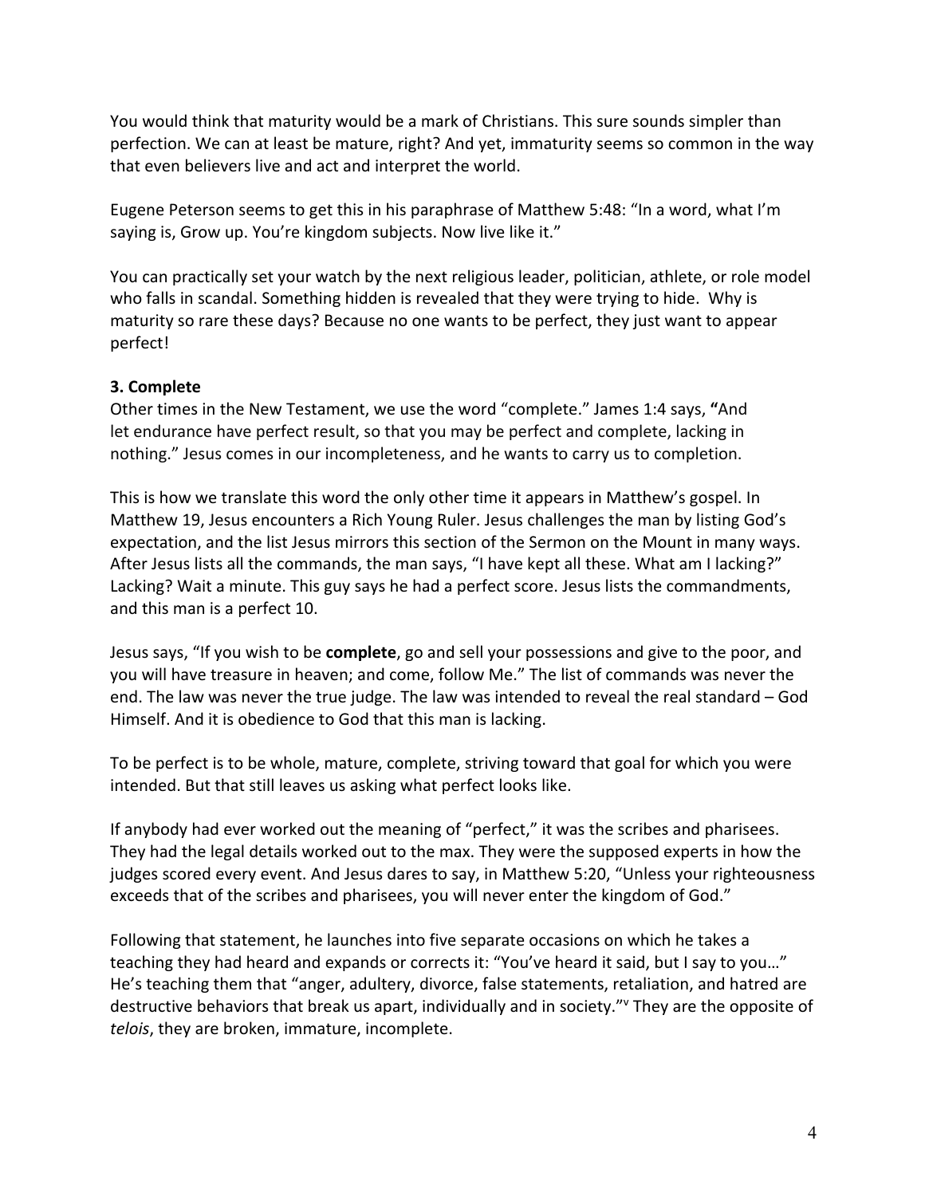You would think that maturity would be a mark of Christians. This sure sounds simpler than perfection. We can at least be mature, right? And yet, immaturity seems so common in the way that even believers live and act and interpret the world.

Eugene Peterson seems to get this in his paraphrase of Matthew 5:48: "In a word, what I'm saying is, Grow up. You're kingdom subjects. Now live like it."

You can practically set your watch by the next religious leader, politician, athlete, or role model who falls in scandal. Something hidden is revealed that they were trying to hide. Why is maturity so rare these days? Because no one wants to be perfect, they just want to appear perfect!

**3. Complete**

Other times in the New Testament, we use the word "complete." James 1:4 says, **"**And let endurance have perfect result, so that you may be perfect and complete, lacking in nothing." Jesus comes in our incompleteness, and he wants to carry us to completion.

This is how we translate this word the only other time it appears in Matthew's gospel. In Matthew 19, Jesus encounters a Rich Young Ruler. Jesus challenges the man by listing God's expectation, and the list Jesus mirrors this section of the Sermon on the Mount in many ways. After Jesus lists all the commands, the man says, "I have kept all these. What am I lacking?" Lacking? Wait a minute. This guy says he had a perfect score. Jesus lists the commandments, and this man is a perfect 10.

Jesus says, "If you wish to be **complete**, go and sell your possessions and give to the poor, and you will have treasure in heaven; and come, follow Me." The list of commands was never the end. The law was never the true judge. The law was intended to reveal the real standard – God Himself. And it is obedience to God that this man is lacking.

To be perfect is to be whole, mature, complete, striving toward that goal for which you were intended. But that still leaves us asking what perfect looks like.

If anybody had ever worked out the meaning of "perfect," it was the scribes and pharisees. They had the legal details worked out to the max. They were the supposed experts in how the judges scored every event. And Jesus dares to say, in Matthew 5:20, "Unless your righteousness exceeds that of the scribes and pharisees, you will never enter the kingdom of God."

Following that statement, he launches into five separate occasions on which he takes a teaching they had heard and expands or corrects it: "You've heard it said, but I say to you…" He's teaching them that "anger, adultery, divorce, false statements, retaliation, and hatred are destructive behaviors that break us apart, individually and in society."[v] They are the opposite of *telois*, they are broken, immature, incomplete.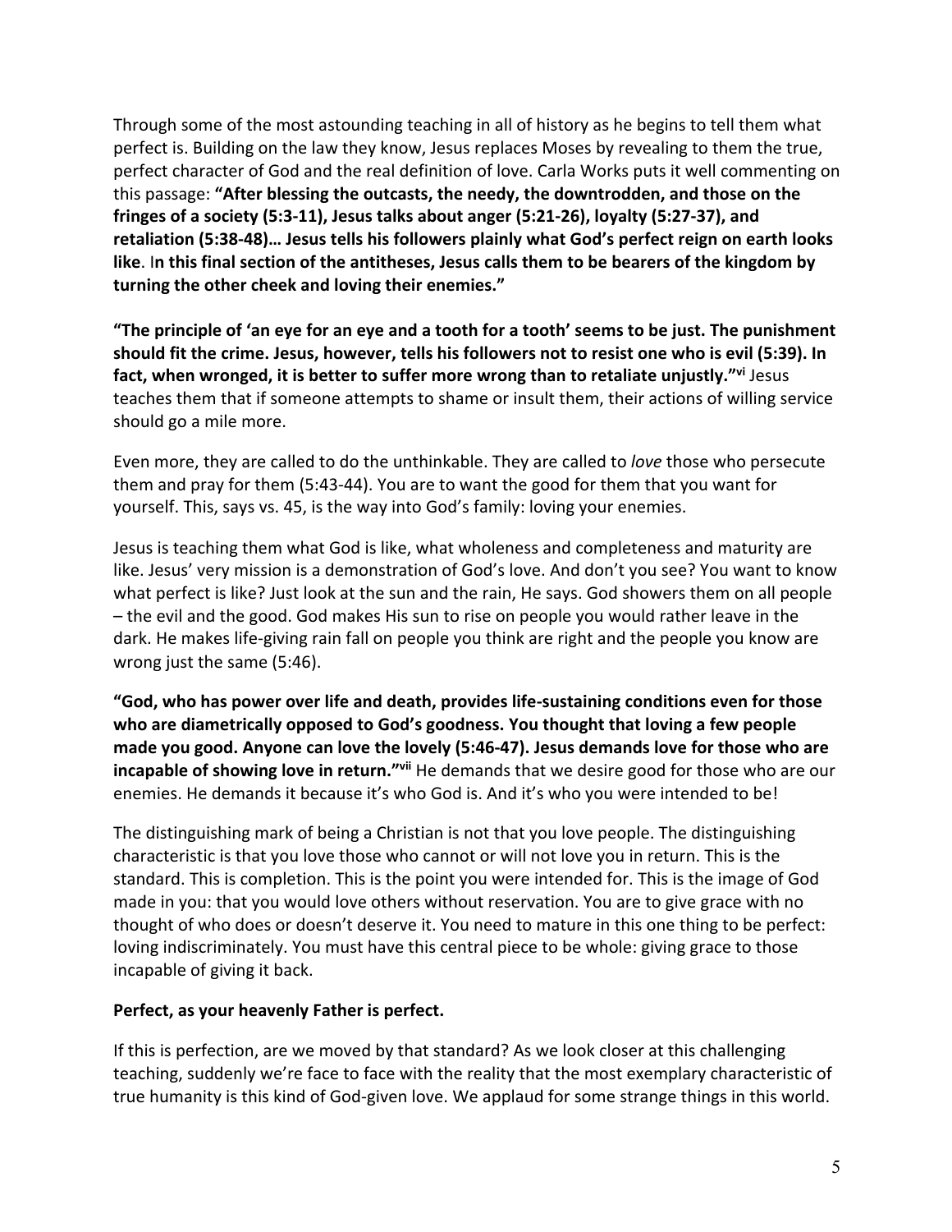Through some of the most astounding teaching in all of history as he begins to tell them what perfect is. Building on the law they know, Jesus replaces Moses by revealing to them the true, perfect character of God and the real definition of love. Carla Works puts it well commenting on this passage: **"After blessing the outcasts, the needy, the downtrodden, and those on the fringes of a society (5:3-11), Jesus talks about anger (5:21-26), loyalty (5:27-37), and retaliation (5:38-48)… Jesus tells his followers plainly what God's perfect reign on earth looks like**. I**n this final section of the antitheses, Jesus calls them to be bearers of the kingdom by turning the other cheek and loving their enemies."**

**"The principle of 'an eye for an eye and a tooth for a tooth' seems to be just. The punishment should fit the crime. Jesus, however, tells his followers not to resist one who is evil (5:39). In fact, when wronged, it is better to suffer more wrong than to retaliate unjustly."**[vi] Jesus teaches them that if someone attempts to shame or insult them, their actions of willing service should go a mile more.

Even more, they are called to do the unthinkable. They are called to *love* those who persecute them and pray for them (5:43-44). You are to want the good for them that you want for yourself. This, says vs. 45, is the way into God's family: loving your enemies.

Jesus is teaching them what God is like, what wholeness and completeness and maturity are like. Jesus' very mission is a demonstration of God's love. And don't you see? You want to know what perfect is like? Just look at the sun and the rain, He says. God showers them on all people – the evil and the good. God makes His sun to rise on people you would rather leave in the dark. He makes life-giving rain fall on people you think are right and the people you know are wrong just the same (5:46).

**"God, who has power over life and death, provides life-sustaining conditions even for those who are diametrically opposed to God's goodness. You thought that loving a few people made you good. Anyone can love the lovely (5:46-47). Jesus demands love for those who are incapable of showing love in return."**[vii] He demands that we desire good for those who are our enemies. He demands it because it's who God is. And it's who you were intended to be!

The distinguishing mark of being a Christian is not that you love people. The distinguishing characteristic is that you love those who cannot or will not love you in return. This is the standard. This is completion. This is the point you were intended for. This is the image of God made in you: that you would love others without reservation. You are to give grace with no thought of who does or doesn't deserve it. You need to mature in this one thing to be perfect: loving indiscriminately. You must have this central piece to be whole: giving grace to those incapable of giving it back.

**Perfect, as your heavenly Father is perfect.**

If this is perfection, are we moved by that standard? As we look closer at this challenging teaching, suddenly we're face to face with the reality that the most exemplary characteristic of true humanity is this kind of God-given love. We applaud for some strange things in this world.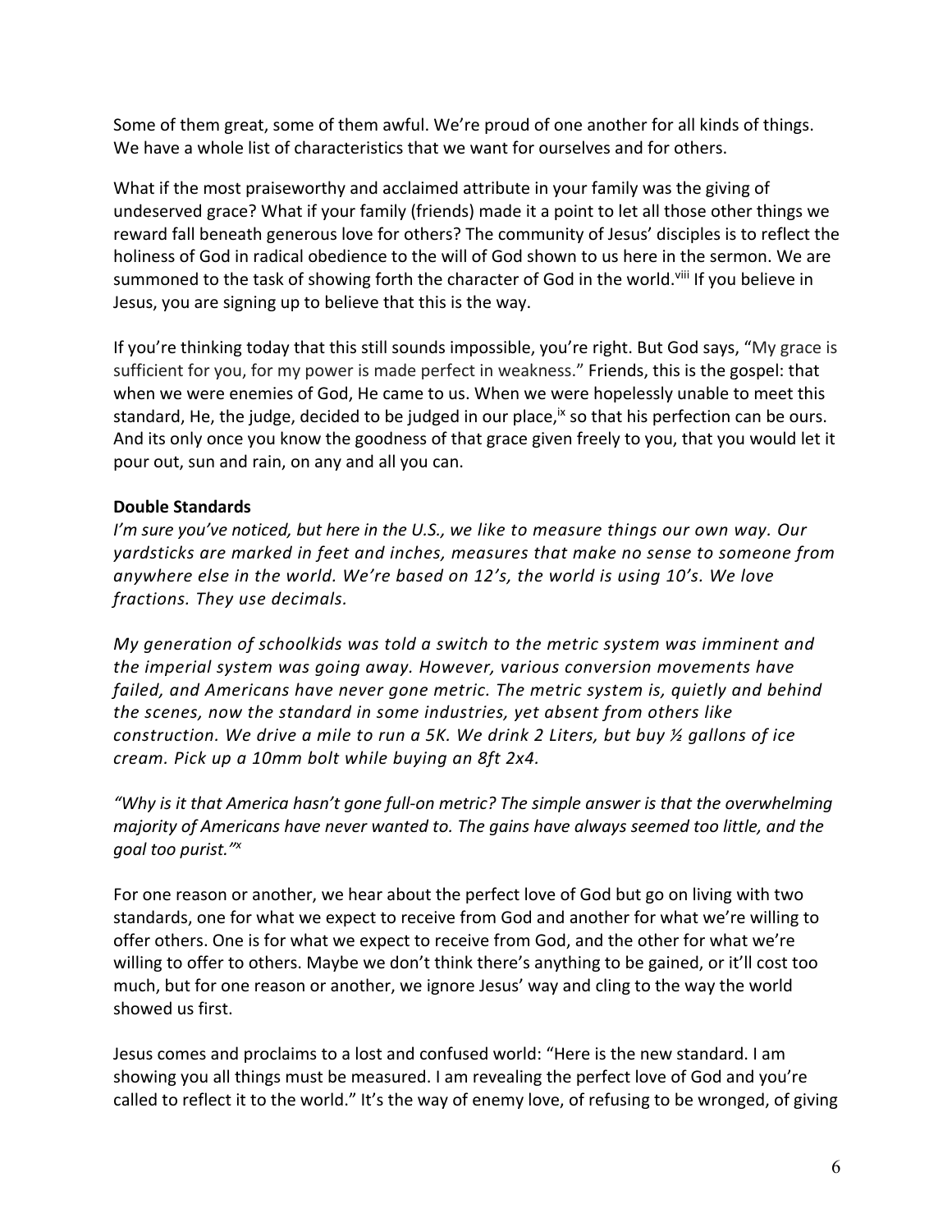Some of them great, some of them awful. We're proud of one another for all kinds of things. We have a whole list of characteristics that we want for ourselves and for others.

What if the most praiseworthy and acclaimed attribute in your family was the giving of undeserved grace? What if your family (friends) made it a point to let all those other things we reward fall beneath generous love for others? The community of Jesus' disciples is to reflect the holiness of God in radical obedience to the will of God shown to us here in the sermon. We are summoned to the task of showing forth the character of God in the world.[viii] If you believe in Jesus, you are signing up to believe that this is the way.

If you're thinking today that this still sounds impossible, you're right. But God says, "My grace is sufficient for you, for my power is made perfect in weakness." Friends, this is the gospel: that when we were enemies of God, He came to us. When we were hopelessly unable to meet this standard, He, the judge, decided to be judged in our place,[ix] so that his perfection can be ours. And its only once you know the goodness of that grace given freely to you, that you would let it pour out, sun and rain, on any and all you can.

**Double Standards**

*I'm sure you've noticed, but here in the U.S., we like to measure things our own way. Our yardsticks are marked in feet and inches, measures that make no sense to someone from anywhere else in the world. We're based on 12's, the world is using 10's. We love fractions. They use decimals.*

*My generation of schoolkids was told a switch to the metric system was imminent and the imperial system was going away. However, various conversion movements have failed, and Americans have never gone metric. The metric system is, quietly and behind the scenes, now the standard in some industries, yet absent from others like construction. We drive a mile to run a 5K. We drink 2 Liters, but buy ½ gallons of ice cream. Pick up a 10mm bolt while buying an 8ft 2x4.*

*"Why is it that America hasn't gone full-on metric? The simple answer is that the overwhelming majority of Americans have never wanted to. The gains have always seemed too little, and the goal too purist."*[x]

For one reason or another, we hear about the perfect love of God but go on living with two standards, one for what we expect to receive from God and another for what we're willing to offer others. One is for what we expect to receive from God, and the other for what we're willing to offer to others. Maybe we don't think there's anything to be gained, or it'll cost too much, but for one reason or another, we ignore Jesus' way and cling to the way the world showed us first.

Jesus comes and proclaims to a lost and confused world: "Here is the new standard. I am showing you all things must be measured. I am revealing the perfect love of God and you're called to reflect it to the world." It's the way of enemy love, of refusing to be wronged, of giving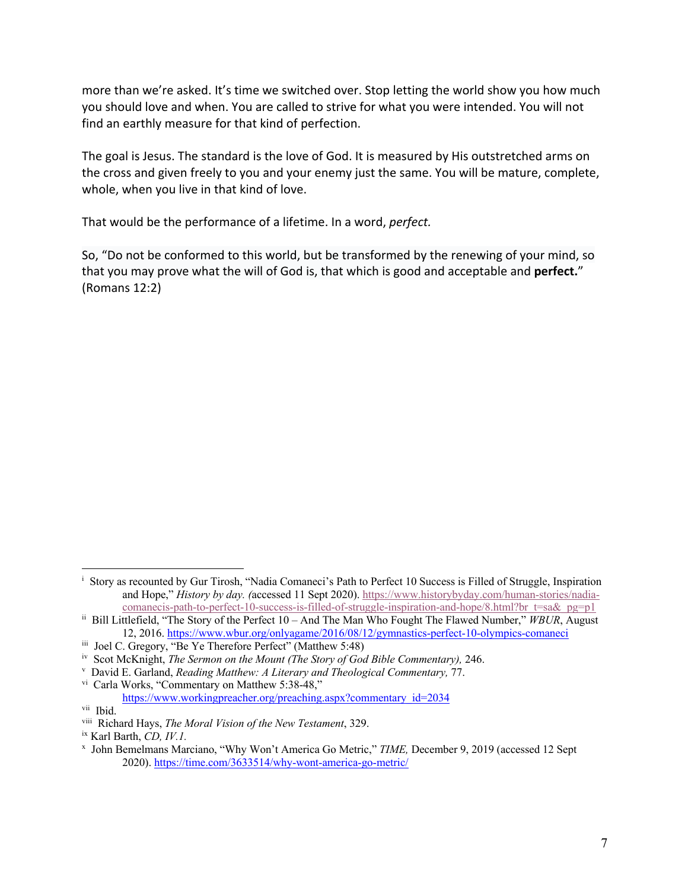more than we're asked. It's time we switched over. Stop letting the world show you how much you should love and when. You are called to strive for what you were intended. You will not find an earthly measure for that kind of perfection.

The goal is Jesus. The standard is the love of God. It is measured by His outstretched arms on the cross and given freely to you and your enemy just the same. You will be mature, complete, whole, when you live in that kind of love.

That would be the performance of a lifetime. In a word, *perfect.*

So, "Do not be conformed to this world, but be transformed by the renewing of your mind, so that you may prove what the will of God is, that which is good and acceptable and **perfect.**" (Romans 12:2)

---

[i] Story as recounted by Gur Tirosh, "Nadia Comaneci's Path to Perfect 10 Success is Filled of Struggle, Inspiration and Hope," *History by day. (*accessed 11 Sept 2020). https://www.historybyday.com/human-stories/nadia-comanecis-path-to-perfect-10-success-is-filled-of-struggle-inspiration-and-hope/8.html?br_t=sa&_pg=p1

[ii] Bill Littlefield, "The Story of the Perfect 10 – And The Man Who Fought The Flawed Number," *WBUR*, August 12, 2016. https://www.wbur.org/onlyagame/2016/08/12/gymnastics-perfect-10-olympics-comaneci

[iii] Joel C. Gregory, "Be Ye Therefore Perfect" (Matthew 5:48)

[iv] Scot McKnight, *The Sermon on the Mount (The Story of God Bible Commentary),* 246.

[v] David E. Garland, *Reading Matthew: A Literary and Theological Commentary,* 77.

[vi] Carla Works, "Commentary on Matthew 5:38-48," https://www.workingpreacher.org/preaching.aspx?commentary_id=2034

[vii] Ibid.

[viii] Richard Hays, *The Moral Vision of the New Testament*, 329.

[ix] Karl Barth, *CD, IV.1.*

[x] John Bemelmans Marciano, "Why Won't America Go Metric," *TIME,* December 9, 2019 (accessed 12 Sept 2020). https://time.com/3633514/why-wont-america-go-metric/